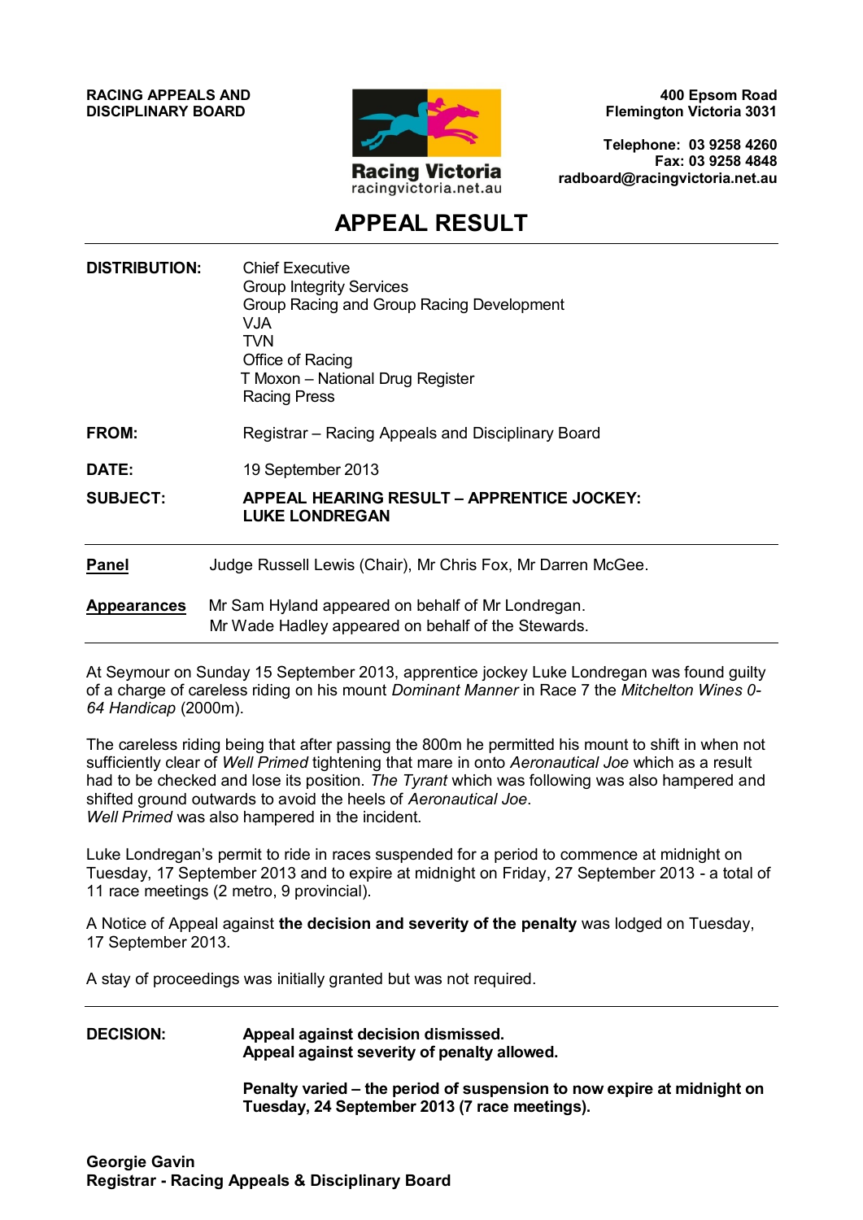**RACING APPEALS AND DISCIPLINARY BOARD**

Racing Victoria
racingvictoria.net.au

**400 Epsom Road**
**Flemington Victoria 3031**

**Telephone: 03 9258 4260**
**Fax: 03 9258 4848**
**radboard@racingvictoria.net.au**

# APPEAL RESULT

**DISTRIBUTION:** Chief Executive
Group Integrity Services
Group Racing and Group Racing Development
VJA
TVN
Office of Racing
T Moxon – National Drug Register
Racing Press

**FROM:** Registrar – Racing Appeals and Disciplinary Board

**DATE:** 19 September 2013

**SUBJECT:** **APPEAL HEARING RESULT – APPRENTICE JOCKEY: LUKE LONDREGAN**

---

**Panel** Judge Russell Lewis (Chair), Mr Chris Fox, Mr Darren McGee.

**Appearances** Mr Sam Hyland appeared on behalf of Mr Londregan.
Mr Wade Hadley appeared on behalf of the Stewards.

---

At Seymour on Sunday 15 September 2013, apprentice jockey Luke Londregan was found guilty of a charge of careless riding on his mount *Dominant Manner* in Race 7 the *Mitchelton Wines 0-64 Handicap* (2000m).

The careless riding being that after passing the 800m he permitted his mount to shift in when not sufficiently clear of *Well Primed* tightening that mare in onto *Aeronautical Joe* which as a result had to be checked and lose its position. *The Tyrant* which was following was also hampered and shifted ground outwards to avoid the heels of *Aeronautical Joe*.
*Well Primed* was also hampered in the incident.

Luke Londregan's permit to ride in races suspended for a period to commence at midnight on Tuesday, 17 September 2013 and to expire at midnight on Friday, 27 September 2013 - a total of 11 race meetings (2 metro, 9 provincial).

A Notice of Appeal against **the decision and severity of the penalty** was lodged on Tuesday, 17 September 2013.

A stay of proceedings was initially granted but was not required.

---

**DECISION:** **Appeal against decision dismissed.**
**Appeal against severity of penalty allowed.**

**Penalty varied – the period of suspension to now expire at midnight on Tuesday, 24 September 2013 (7 race meetings).**

**Georgie Gavin**
**Registrar - Racing Appeals & Disciplinary Board**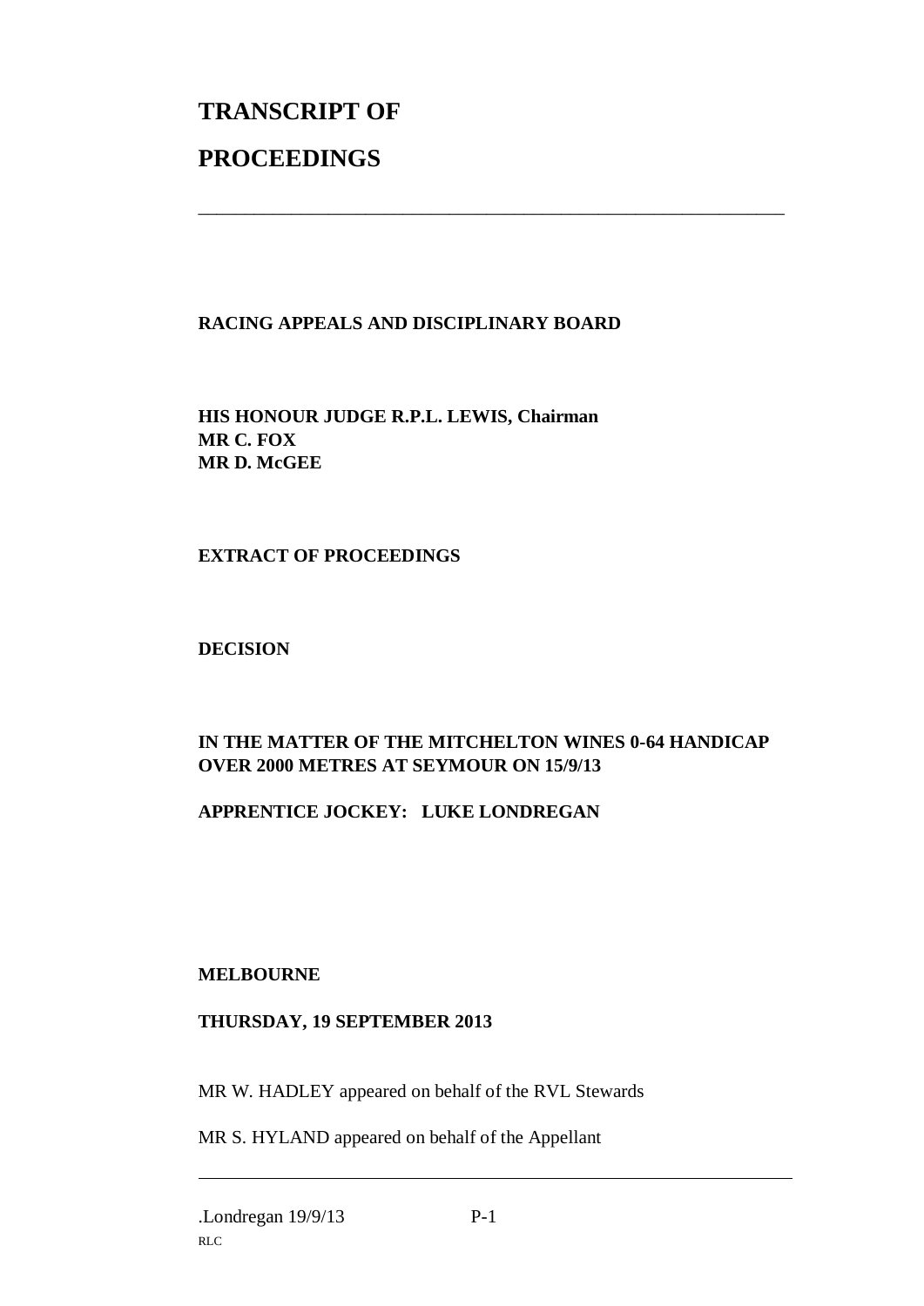# TRANSCRIPT OF

# PROCEEDINGS

---

**RACING APPEALS AND DISCIPLINARY BOARD**

**HIS HONOUR JUDGE R.P.L. LEWIS, Chairman**
**MR C. FOX**
**MR D. McGEE**

**EXTRACT OF PROCEEDINGS**

**DECISION**

**IN THE MATTER OF THE MITCHELTON WINES 0-64 HANDICAP OVER 2000 METRES AT SEYMOUR ON 15/9/13**

**APPRENTICE JOCKEY: LUKE LONDREGAN**

**MELBOURNE**

**THURSDAY, 19 SEPTEMBER 2013**

MR W. HADLEY appeared on behalf of the RVL Stewards

MR S. HYLAND appeared on behalf of the Appellant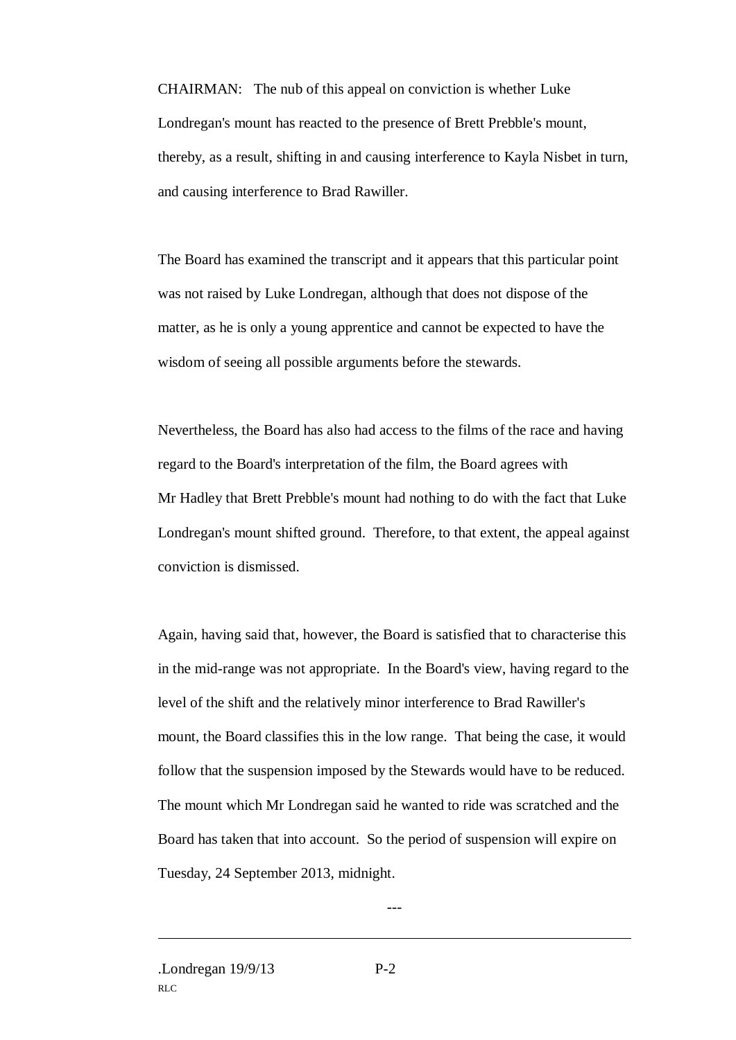CHAIRMAN: The nub of this appeal on conviction is whether Luke Londregan's mount has reacted to the presence of Brett Prebble's mount, thereby, as a result, shifting in and causing interference to Kayla Nisbet in turn, and causing interference to Brad Rawiller.

The Board has examined the transcript and it appears that this particular point was not raised by Luke Londregan, although that does not dispose of the matter, as he is only a young apprentice and cannot be expected to have the wisdom of seeing all possible arguments before the stewards.

Nevertheless, the Board has also had access to the films of the race and having regard to the Board's interpretation of the film, the Board agrees with Mr Hadley that Brett Prebble's mount had nothing to do with the fact that Luke Londregan's mount shifted ground. Therefore, to that extent, the appeal against conviction is dismissed.

Again, having said that, however, the Board is satisfied that to characterise this in the mid-range was not appropriate. In the Board's view, having regard to the level of the shift and the relatively minor interference to Brad Rawiller's mount, the Board classifies this in the low range. That being the case, it would follow that the suspension imposed by the Stewards would have to be reduced. The mount which Mr Londregan said he wanted to ride was scratched and the Board has taken that into account. So the period of suspension will expire on Tuesday, 24 September 2013, midnight.

---